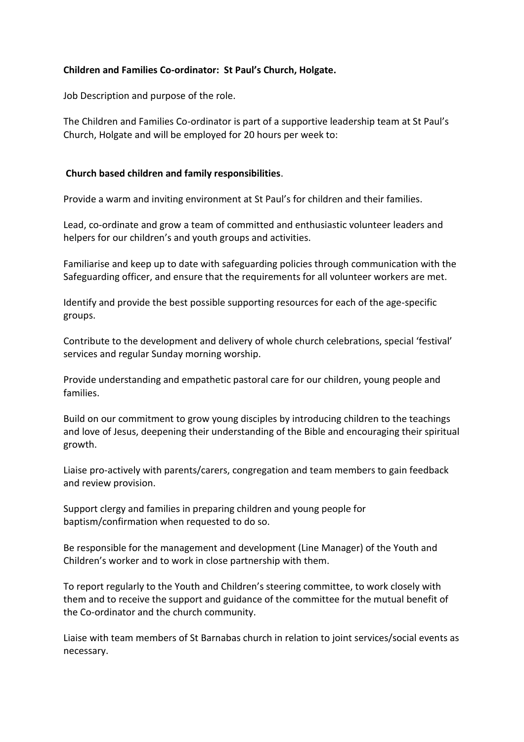**Children and Families Co-ordinator: St Paul's Church, Holgate.**

Job Description and purpose of the role.

The Children and Families Co-ordinator is part of a supportive leadership team at St Paul's Church, Holgate and will be employed for 20 hours per week to:

**Church based children and family responsibilities**.

Provide a warm and inviting environment at St Paul's for children and their families.

Lead, co-ordinate and grow a team of committed and enthusiastic volunteer leaders and helpers for our children's and youth groups and activities.

Familiarise and keep up to date with safeguarding policies through communication with the Safeguarding officer, and ensure that the requirements for all volunteer workers are met.

Identify and provide the best possible supporting resources for each of the age-specific groups.

Contribute to the development and delivery of whole church celebrations, special 'festival' services and regular Sunday morning worship.

Provide understanding and empathetic pastoral care for our children, young people and families.

Build on our commitment to grow young disciples by introducing children to the teachings and love of Jesus, deepening their understanding of the Bible and encouraging their spiritual growth.

Liaise pro-actively with parents/carers, congregation and team members to gain feedback and review provision.

Support clergy and families in preparing children and young people for baptism/confirmation when requested to do so.

Be responsible for the management and development (Line Manager) of the Youth and Children's worker and to work in close partnership with them.

To report regularly to the Youth and Children's steering committee, to work closely with them and to receive the support and guidance of the committee for the mutual benefit of the Co-ordinator and the church community.

Liaise with team members of St Barnabas church in relation to joint services/social events as necessary.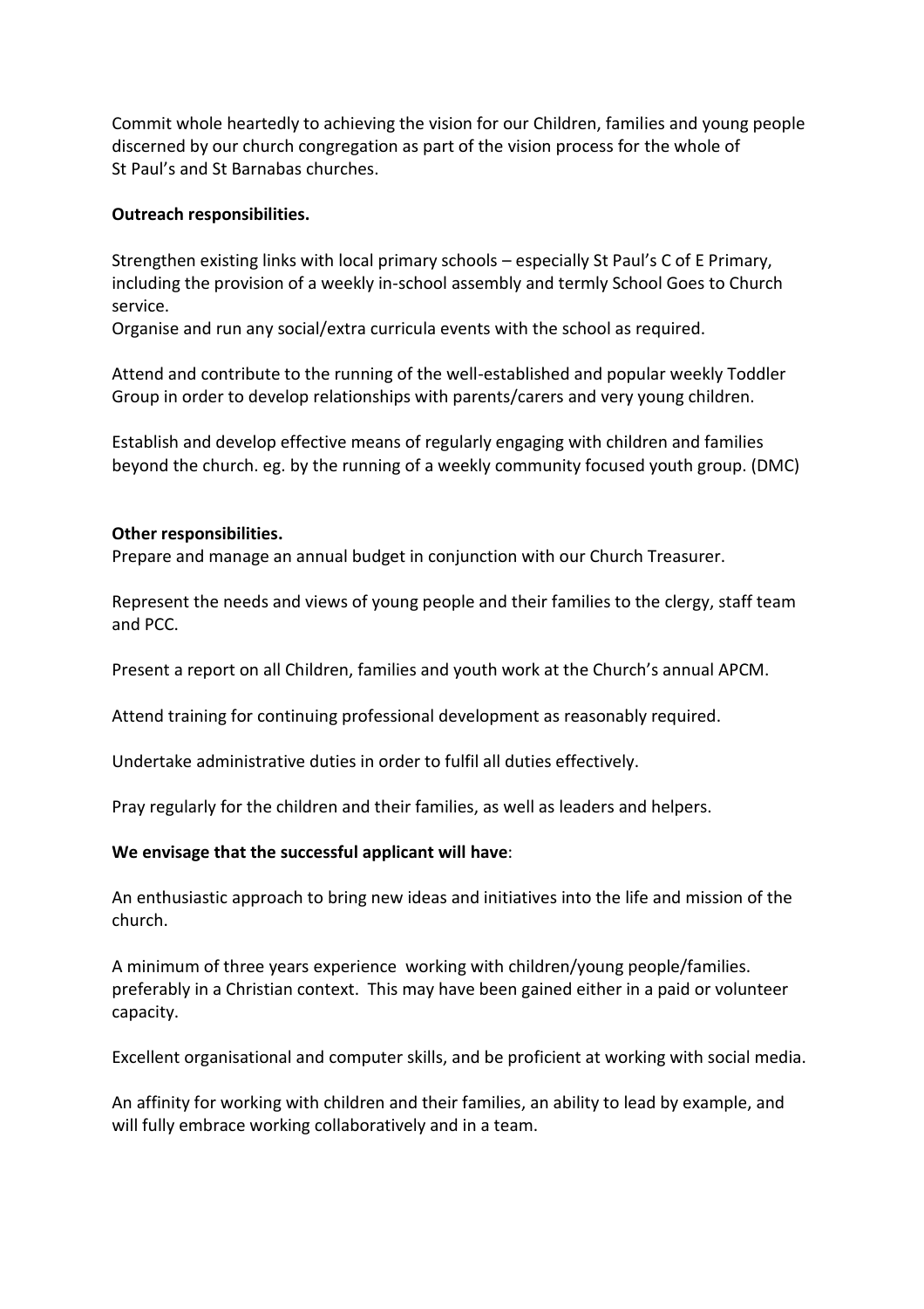Commit whole heartedly to achieving the vision for our Children, families and young people discerned by our church congregation as part of the vision process for the whole of St Paul's and St Barnabas churches.

**Outreach responsibilities.**

Strengthen existing links with local primary schools – especially St Paul's C of E Primary, including the provision of a weekly in-school assembly and termly School Goes to Church service.

Organise and run any social/extra curricula events with the school as required.

Attend and contribute to the running of the well-established and popular weekly Toddler Group in order to develop relationships with parents/carers and very young children.

Establish and develop effective means of regularly engaging with children and families beyond the church. eg. by the running of a weekly community focused youth group. (DMC)

**Other responsibilities.**

Prepare and manage an annual budget in conjunction with our Church Treasurer.

Represent the needs and views of young people and their families to the clergy, staff team and PCC.

Present a report on all Children, families and youth work at the Church's annual APCM.

Attend training for continuing professional development as reasonably required.

Undertake administrative duties in order to fulfil all duties effectively.

Pray regularly for the children and their families, as well as leaders and helpers.

**We envisage that the successful applicant will have**:

An enthusiastic approach to bring new ideas and initiatives into the life and mission of the church.

A minimum of three years experience working with children/young people/families. preferably in a Christian context. This may have been gained either in a paid or volunteer capacity.

Excellent organisational and computer skills, and be proficient at working with social media.

An affinity for working with children and their families, an ability to lead by example, and will fully embrace working collaboratively and in a team.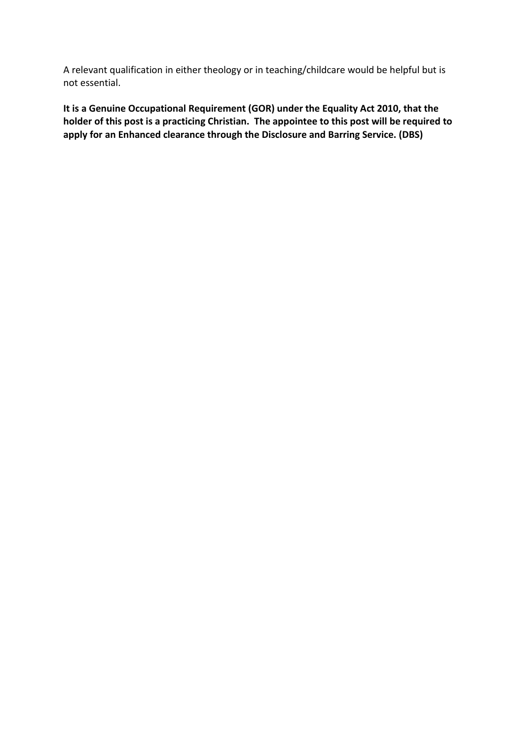A relevant qualification in either theology or in teaching/childcare would be helpful but is not essential.

**It is a Genuine Occupational Requirement (GOR) under the Equality Act 2010, that the holder of this post is a practicing Christian. The appointee to this post will be required to apply for an Enhanced clearance through the Disclosure and Barring Service. (DBS)**